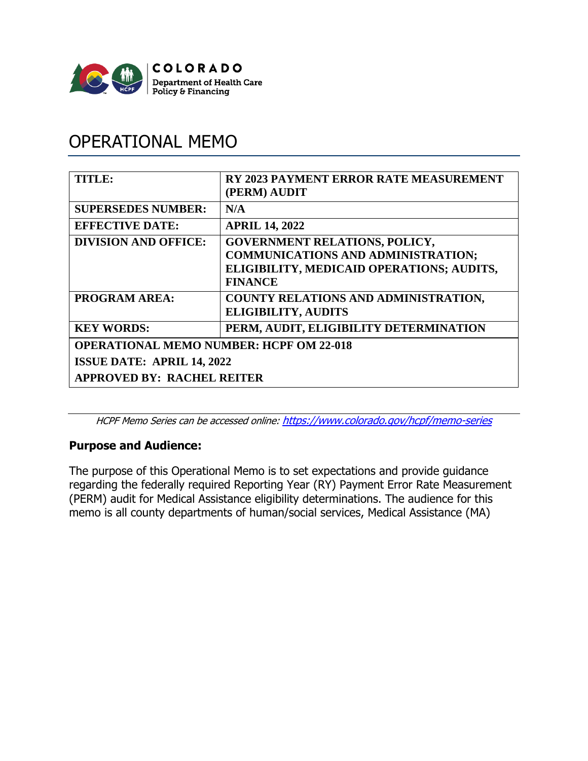COLORADO

Department of Health Care Policy & Financing

# OPERATIONAL MEMO

| TITLE: | RY 2023 PAYMENT ERROR RATE MEASUREMENT (PERM) AUDIT |
|---|---|
| SUPERSEDES NUMBER: | N/A |
| EFFECTIVE DATE: | APRIL 14, 2022 |
| DIVISION AND OFFICE: | GOVERNMENT RELATIONS, POLICY, COMMUNICATIONS AND ADMINISTRATION; ELIGIBILITY, MEDICAID OPERATIONS; AUDITS, FINANCE |
| PROGRAM AREA: | COUNTY RELATIONS AND ADMINISTRATION, ELIGIBILITY, AUDITS |
| KEY WORDS: | PERM, AUDIT, ELIGIBILITY DETERMINATION |
| OPERATIONAL MEMO NUMBER: HCPF OM 22-018 | |
| ISSUE DATE: APRIL 14, 2022 | |
| APPROVED BY: RACHEL REITER | |

*HCPF Memo Series can be accessed online: https://www.colorado.gov/hcpf/memo-series*

## Purpose and Audience:

The purpose of this Operational Memo is to set expectations and provide guidance regarding the federally required Reporting Year (RY) Payment Error Rate Measurement (PERM) audit for Medical Assistance eligibility determinations. The audience for this memo is all county departments of human/social services, Medical Assistance (MA)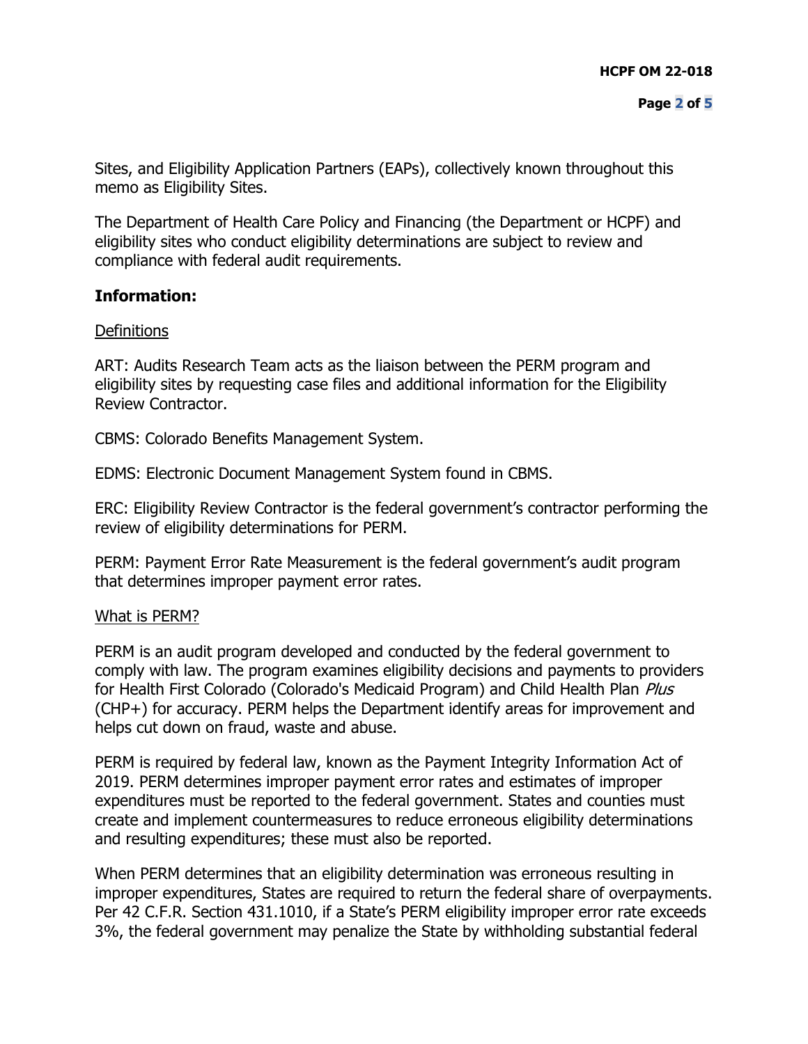Sites, and Eligibility Application Partners (EAPs), collectively known throughout this memo as Eligibility Sites.

The Department of Health Care Policy and Financing (the Department or HCPF) and eligibility sites who conduct eligibility determinations are subject to review and compliance with federal audit requirements.

## Information:

Definitions

ART: Audits Research Team acts as the liaison between the PERM program and eligibility sites by requesting case files and additional information for the Eligibility Review Contractor.

CBMS: Colorado Benefits Management System.

EDMS: Electronic Document Management System found in CBMS.

ERC: Eligibility Review Contractor is the federal government's contractor performing the review of eligibility determinations for PERM.

PERM: Payment Error Rate Measurement is the federal government's audit program that determines improper payment error rates.

What is PERM?

PERM is an audit program developed and conducted by the federal government to comply with law. The program examines eligibility decisions and payments to providers for Health First Colorado (Colorado's Medicaid Program) and Child Health Plan *Plus* (CHP+) for accuracy. PERM helps the Department identify areas for improvement and helps cut down on fraud, waste and abuse.

PERM is required by federal law, known as the Payment Integrity Information Act of 2019. PERM determines improper payment error rates and estimates of improper expenditures must be reported to the federal government. States and counties must create and implement countermeasures to reduce erroneous eligibility determinations and resulting expenditures; these must also be reported.

When PERM determines that an eligibility determination was erroneous resulting in improper expenditures, States are required to return the federal share of overpayments. Per 42 C.F.R. Section 431.1010, if a State's PERM eligibility improper error rate exceeds 3%, the federal government may penalize the State by withholding substantial federal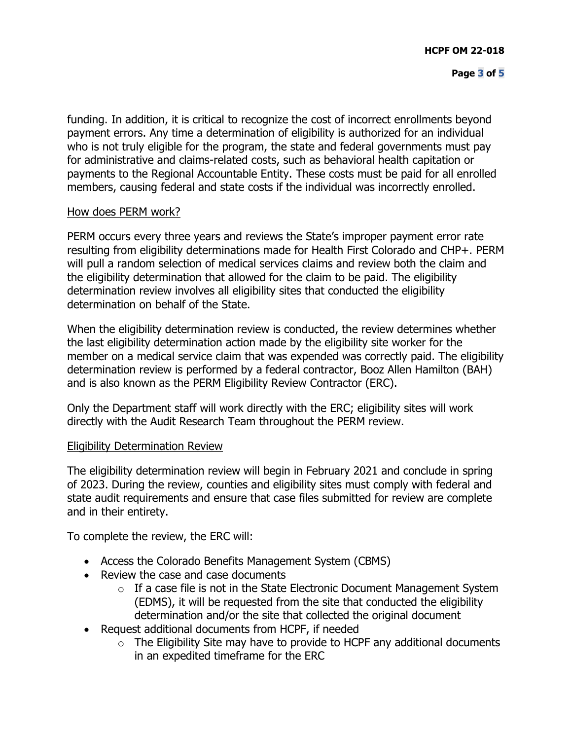funding. In addition, it is critical to recognize the cost of incorrect enrollments beyond payment errors. Any time a determination of eligibility is authorized for an individual who is not truly eligible for the program, the state and federal governments must pay for administrative and claims-related costs, such as behavioral health capitation or payments to the Regional Accountable Entity. These costs must be paid for all enrolled members, causing federal and state costs if the individual was incorrectly enrolled.

<u>How does PERM work?</u>

PERM occurs every three years and reviews the State's improper payment error rate resulting from eligibility determinations made for Health First Colorado and CHP+. PERM will pull a random selection of medical services claims and review both the claim and the eligibility determination that allowed for the claim to be paid. The eligibility determination review involves all eligibility sites that conducted the eligibility determination on behalf of the State.

When the eligibility determination review is conducted, the review determines whether the last eligibility determination action made by the eligibility site worker for the member on a medical service claim that was expended was correctly paid. The eligibility determination review is performed by a federal contractor, Booz Allen Hamilton (BAH) and is also known as the PERM Eligibility Review Contractor (ERC).

Only the Department staff will work directly with the ERC; eligibility sites will work directly with the Audit Research Team throughout the PERM review.

<u>Eligibility Determination Review</u>

The eligibility determination review will begin in February 2021 and conclude in spring of 2023. During the review, counties and eligibility sites must comply with federal and state audit requirements and ensure that case files submitted for review are complete and in their entirety.

To complete the review, the ERC will:

- Access the Colorado Benefits Management System (CBMS)
- Review the case and case documents
  - If a case file is not in the State Electronic Document Management System (EDMS), it will be requested from the site that conducted the eligibility determination and/or the site that collected the original document
- Request additional documents from HCPF, if needed
  - The Eligibility Site may have to provide to HCPF any additional documents in an expedited timeframe for the ERC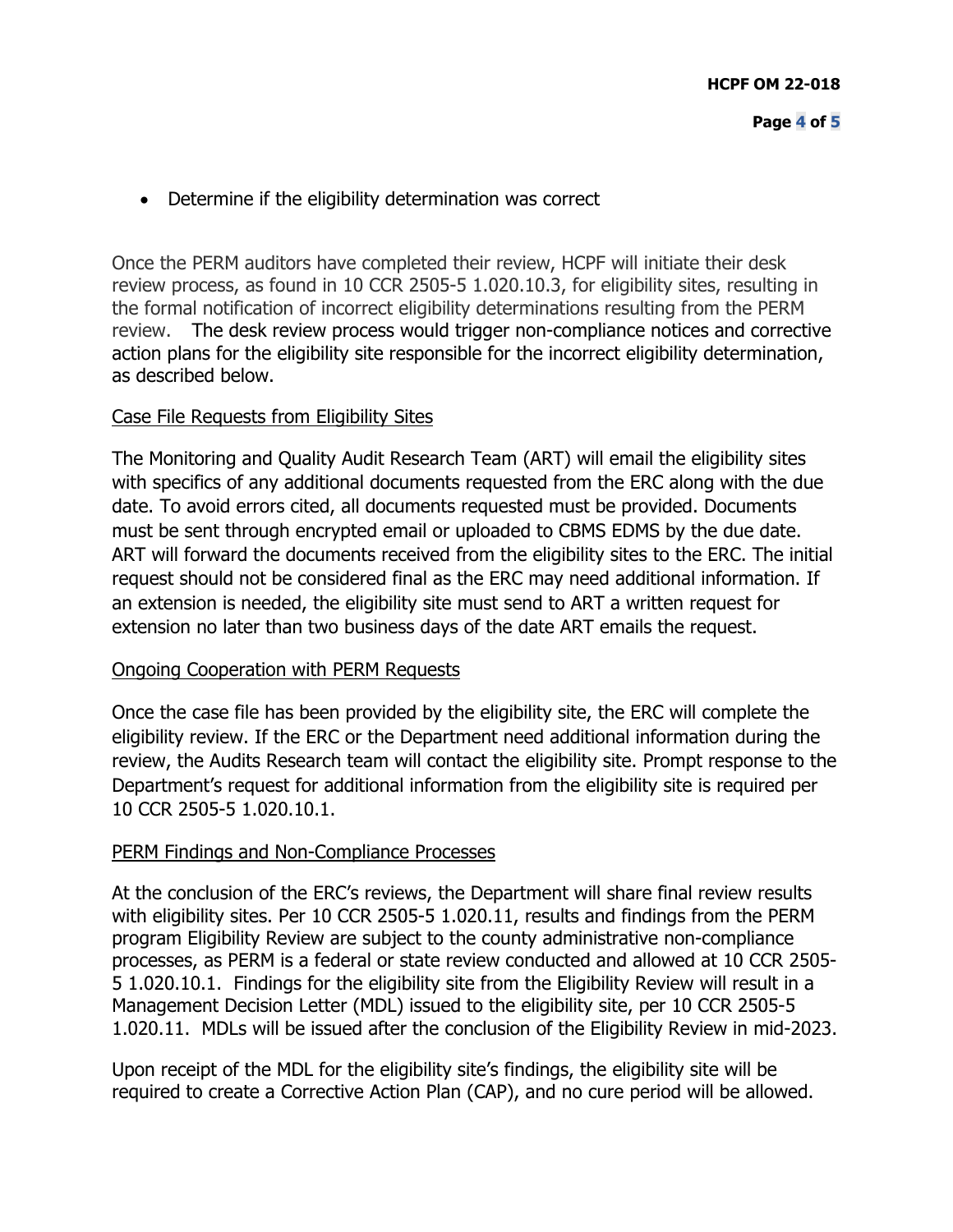- Determine if the eligibility determination was correct

Once the PERM auditors have completed their review, HCPF will initiate their desk review process, as found in 10 CCR 2505-5 1.020.10.3, for eligibility sites, resulting in the formal notification of incorrect eligibility determinations resulting from the PERM review. The desk review process would trigger non-compliance notices and corrective action plans for the eligibility site responsible for the incorrect eligibility determination, as described below.

<u>Case File Requests from Eligibility Sites</u>

The Monitoring and Quality Audit Research Team (ART) will email the eligibility sites with specifics of any additional documents requested from the ERC along with the due date. To avoid errors cited, all documents requested must be provided. Documents must be sent through encrypted email or uploaded to CBMS EDMS by the due date. ART will forward the documents received from the eligibility sites to the ERC. The initial request should not be considered final as the ERC may need additional information. If an extension is needed, the eligibility site must send to ART a written request for extension no later than two business days of the date ART emails the request.

<u>Ongoing Cooperation with PERM Requests</u>

Once the case file has been provided by the eligibility site, the ERC will complete the eligibility review. If the ERC or the Department need additional information during the review, the Audits Research team will contact the eligibility site. Prompt response to the Department's request for additional information from the eligibility site is required per 10 CCR 2505-5 1.020.10.1.

<u>PERM Findings and Non-Compliance Processes</u>

At the conclusion of the ERC's reviews, the Department will share final review results with eligibility sites. Per 10 CCR 2505-5 1.020.11, results and findings from the PERM program Eligibility Review are subject to the county administrative non-compliance processes, as PERM is a federal or state review conducted and allowed at 10 CCR 2505-5 1.020.10.1. Findings for the eligibility site from the Eligibility Review will result in a Management Decision Letter (MDL) issued to the eligibility site, per 10 CCR 2505-5 1.020.11. MDLs will be issued after the conclusion of the Eligibility Review in mid-2023.

Upon receipt of the MDL for the eligibility site's findings, the eligibility site will be required to create a Corrective Action Plan (CAP), and no cure period will be allowed.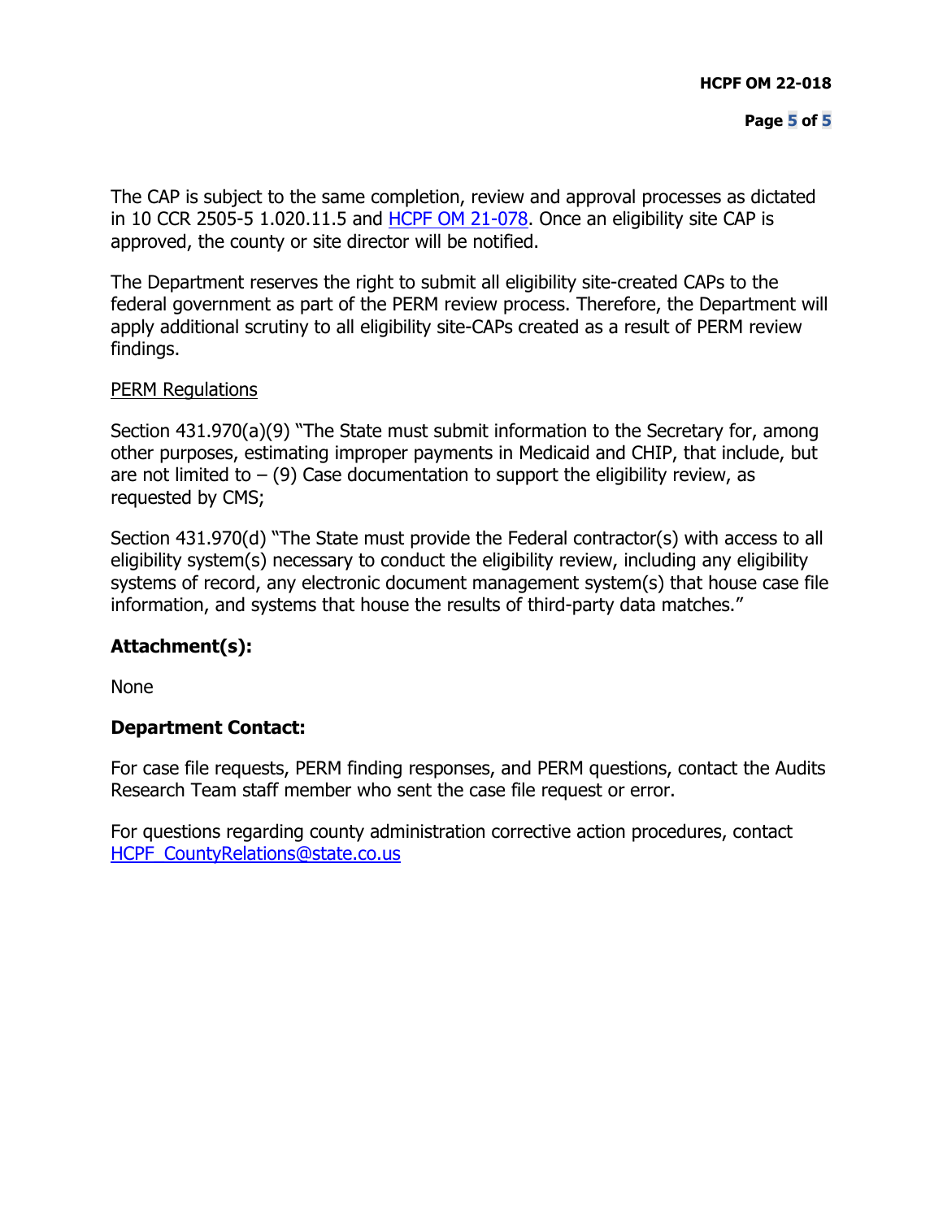The CAP is subject to the same completion, review and approval processes as dictated in 10 CCR 2505-5 1.020.11.5 and [HCPF OM 21-078](). Once an eligibility site CAP is approved, the county or site director will be notified.

The Department reserves the right to submit all eligibility site-created CAPs to the federal government as part of the PERM review process. Therefore, the Department will apply additional scrutiny to all eligibility site-CAPs created as a result of PERM review findings.

<u>PERM Regulations</u>

Section 431.970(a)(9) "The State must submit information to the Secretary for, among other purposes, estimating improper payments in Medicaid and CHIP, that include, but are not limited to – (9) Case documentation to support the eligibility review, as requested by CMS;

Section 431.970(d) "The State must provide the Federal contractor(s) with access to all eligibility system(s) necessary to conduct the eligibility review, including any eligibility systems of record, any electronic document management system(s) that house case file information, and systems that house the results of third-party data matches."

**Attachment(s):**

None

**Department Contact:**

For case file requests, PERM finding responses, and PERM questions, contact the Audits Research Team staff member who sent the case file request or error.

For questions regarding county administration corrective action procedures, contact HCPF_CountyRelations@state.co.us